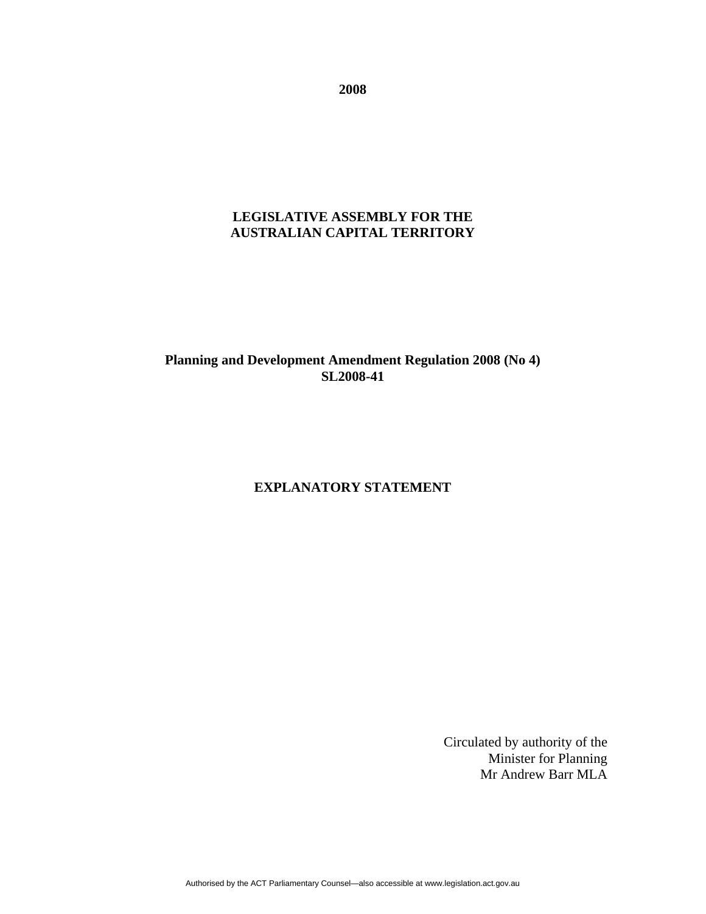**2008**

**LEGISLATIVE ASSEMBLY FOR THE AUSTRALIAN CAPITAL TERRITORY**

**Planning and Development Amendment Regulation 2008 (No 4)**
**SL2008-41**

# EXPLANATORY STATEMENT

Circulated by authority of the
Minister for Planning
Mr Andrew Barr MLA

Authorised by the ACT Parliamentary Counsel—also accessible at www.legislation.act.gov.au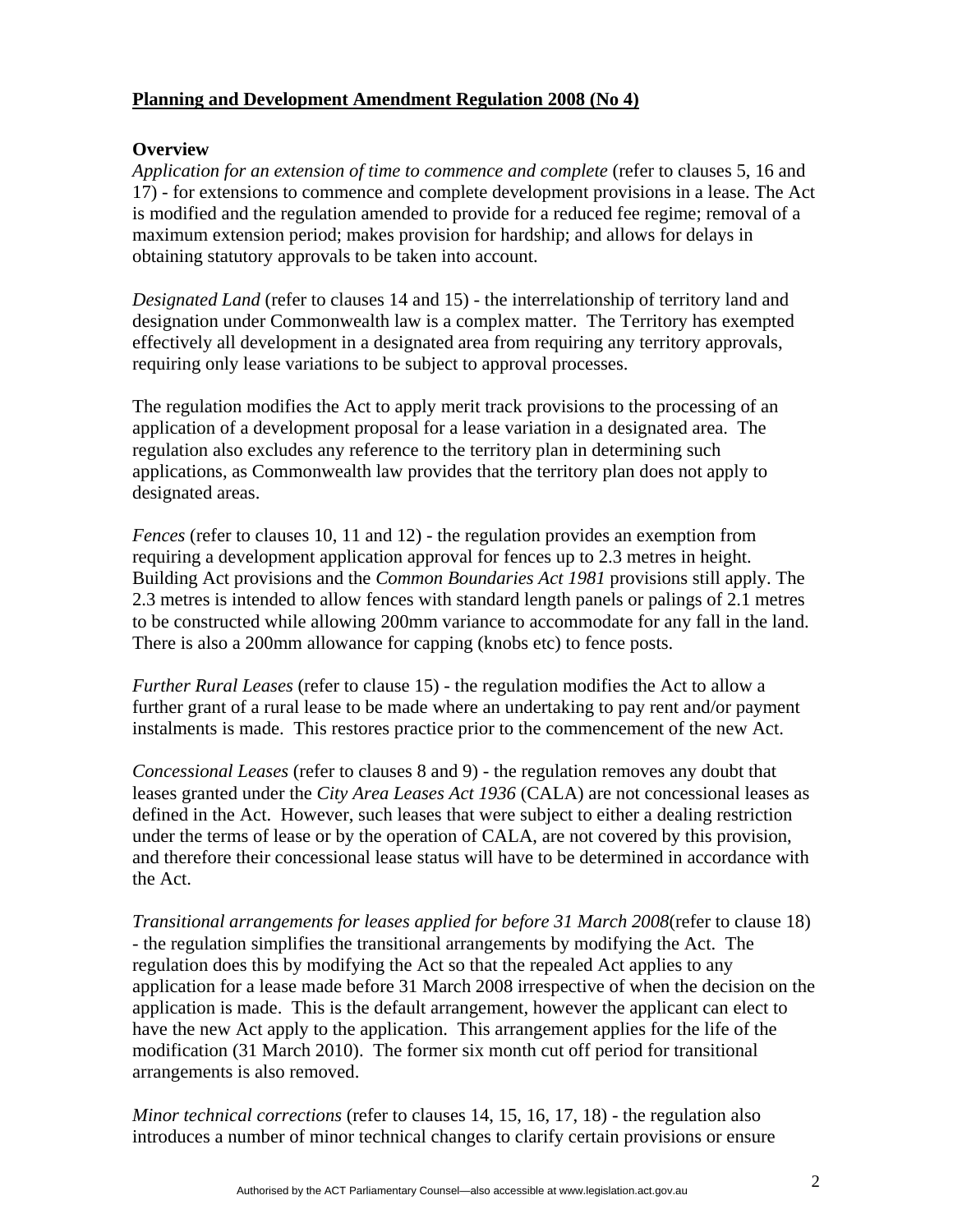**Planning and Development Amendment Regulation 2008 (No 4)**

**Overview**

*Application for an extension of time to commence and complete* (refer to clauses 5, 16 and 17) - for extensions to commence and complete development provisions in a lease. The Act is modified and the regulation amended to provide for a reduced fee regime; removal of a maximum extension period; makes provision for hardship; and allows for delays in obtaining statutory approvals to be taken into account.

*Designated Land* (refer to clauses 14 and 15) - the interrelationship of territory land and designation under Commonwealth law is a complex matter. The Territory has exempted effectively all development in a designated area from requiring any territory approvals, requiring only lease variations to be subject to approval processes.

The regulation modifies the Act to apply merit track provisions to the processing of an application of a development proposal for a lease variation in a designated area. The regulation also excludes any reference to the territory plan in determining such applications, as Commonwealth law provides that the territory plan does not apply to designated areas.

*Fences* (refer to clauses 10, 11 and 12) - the regulation provides an exemption from requiring a development application approval for fences up to 2.3 metres in height. Building Act provisions and the *Common Boundaries Act 1981* provisions still apply. The 2.3 metres is intended to allow fences with standard length panels or palings of 2.1 metres to be constructed while allowing 200mm variance to accommodate for any fall in the land. There is also a 200mm allowance for capping (knobs etc) to fence posts.

*Further Rural Leases* (refer to clause 15) - the regulation modifies the Act to allow a further grant of a rural lease to be made where an undertaking to pay rent and/or payment instalments is made. This restores practice prior to the commencement of the new Act.

*Concessional Leases* (refer to clauses 8 and 9) - the regulation removes any doubt that leases granted under the *City Area Leases Act 1936* (CALA) are not concessional leases as defined in the Act. However, such leases that were subject to either a dealing restriction under the terms of lease or by the operation of CALA, are not covered by this provision, and therefore their concessional lease status will have to be determined in accordance with the Act.

*Transitional arrangements for leases applied for before 31 March 2008*(refer to clause 18) - the regulation simplifies the transitional arrangements by modifying the Act. The regulation does this by modifying the Act so that the repealed Act applies to any application for a lease made before 31 March 2008 irrespective of when the decision on the application is made. This is the default arrangement, however the applicant can elect to have the new Act apply to the application. This arrangement applies for the life of the modification (31 March 2010). The former six month cut off period for transitional arrangements is also removed.

*Minor technical corrections* (refer to clauses 14, 15, 16, 17, 18) - the regulation also introduces a number of minor technical changes to clarify certain provisions or ensure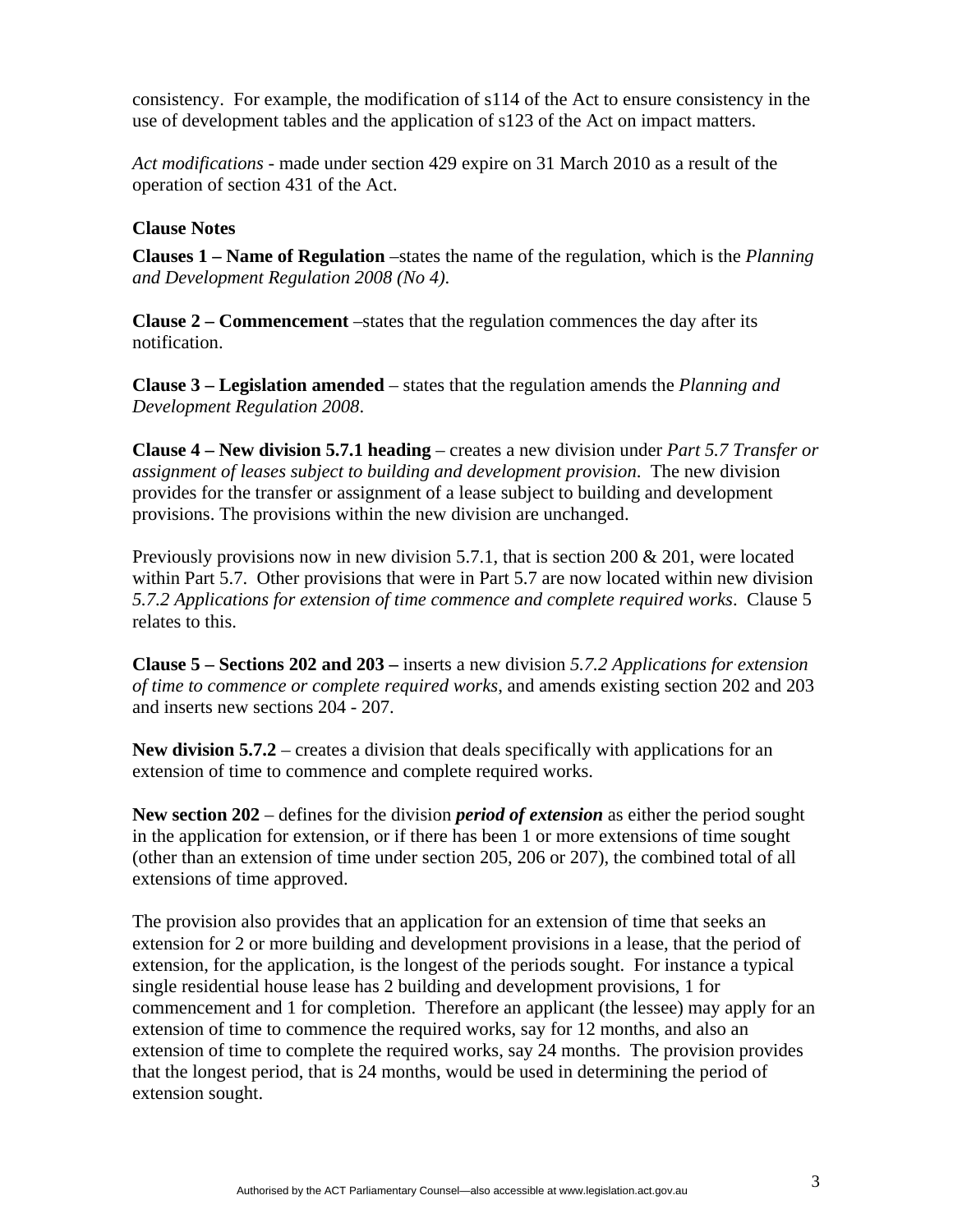consistency.  For example, the modification of s114 of the Act to ensure consistency in the use of development tables and the application of s123 of the Act on impact matters.

*Act modifications* - made under section 429 expire on 31 March 2010 as a result of the operation of section 431 of the Act.

**Clause Notes**

**Clauses 1 – Name of Regulation** –states the name of the regulation, which is the *Planning and Development Regulation 2008 (No 4)*.

**Clause 2 – Commencement** –states that the regulation commences the day after its notification.

**Clause 3 – Legislation amended** – states that the regulation amends the *Planning and Development Regulation 2008*.

**Clause 4 – New division 5.7.1 heading** – creates a new division under *Part 5.7 Transfer or assignment of leases subject to building and development provision*.  The new division provides for the transfer or assignment of a lease subject to building and development provisions. The provisions within the new division are unchanged.

Previously provisions now in new division 5.7.1, that is section 200 & 201, were located within Part 5.7.  Other provisions that were in Part 5.7 are now located within new division *5.7.2 Applications for extension of time commence and complete required works*.  Clause 5 relates to this.

**Clause 5 – Sections 202 and 203 –** inserts a new division *5.7.2 Applications for extension of time to commence or complete required works,* and amends existing section 202 and 203 and inserts new sections 204 - 207.

**New division 5.7.2** – creates a division that deals specifically with applications for an extension of time to commence and complete required works.

**New section 202** – defines for the division ***period of extension*** as either the period sought in the application for extension, or if there has been 1 or more extensions of time sought (other than an extension of time under section 205, 206 or 207), the combined total of all extensions of time approved.

The provision also provides that an application for an extension of time that seeks an extension for 2 or more building and development provisions in a lease, that the period of extension, for the application, is the longest of the periods sought.  For instance a typical single residential house lease has 2 building and development provisions, 1 for commencement and 1 for completion.  Therefore an applicant (the lessee) may apply for an extension of time to commence the required works, say for 12 months, and also an extension of time to complete the required works, say 24 months.  The provision provides that the longest period, that is 24 months, would be used in determining the period of extension sought.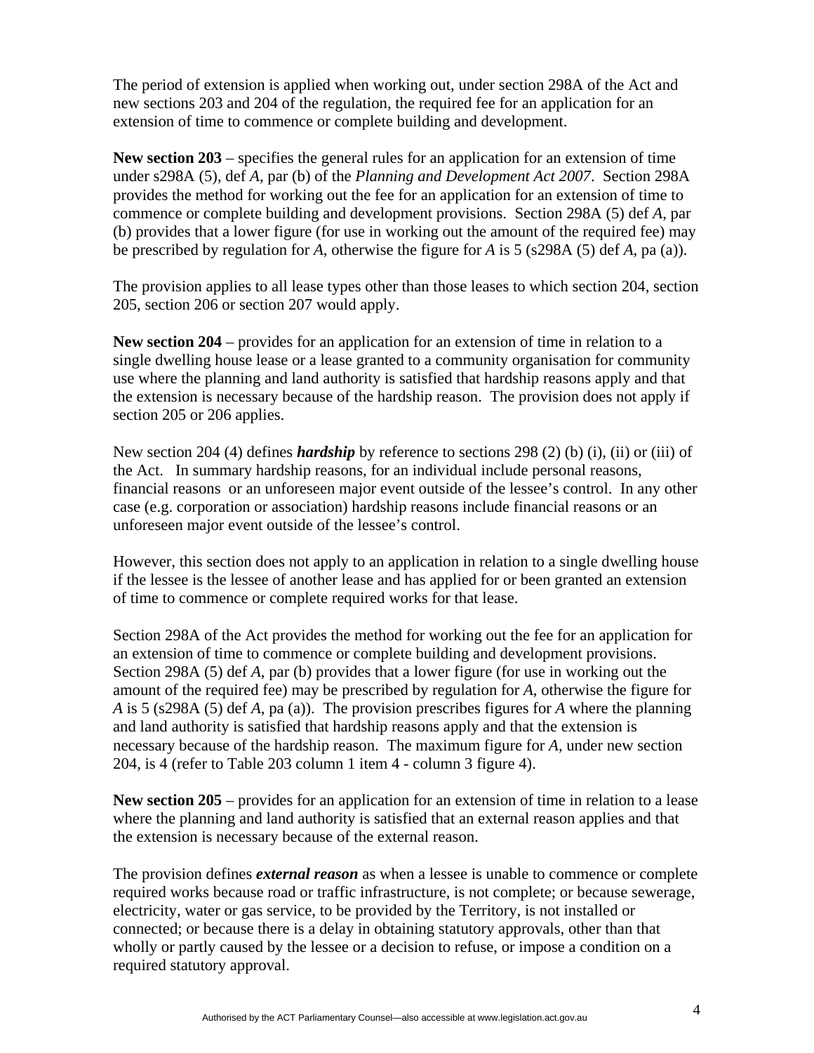The period of extension is applied when working out, under section 298A of the Act and new sections 203 and 204 of the regulation, the required fee for an application for an extension of time to commence or complete building and development.

**New section 203** – specifies the general rules for an application for an extension of time under s298A (5), def *A*, par (b) of the *Planning and Development Act 2007*. Section 298A provides the method for working out the fee for an application for an extension of time to commence or complete building and development provisions. Section 298A (5) def *A*, par (b) provides that a lower figure (for use in working out the amount of the required fee) may be prescribed by regulation for *A*, otherwise the figure for *A* is 5 (s298A (5) def *A*, pa (a)).

The provision applies to all lease types other than those leases to which section 204, section 205, section 206 or section 207 would apply.

**New section 204** – provides for an application for an extension of time in relation to a single dwelling house lease or a lease granted to a community organisation for community use where the planning and land authority is satisfied that hardship reasons apply and that the extension is necessary because of the hardship reason. The provision does not apply if section 205 or 206 applies.

New section 204 (4) defines ***hardship*** by reference to sections 298 (2) (b) (i), (ii) or (iii) of the Act. In summary hardship reasons, for an individual include personal reasons, financial reasons or an unforeseen major event outside of the lessee's control. In any other case (e.g. corporation or association) hardship reasons include financial reasons or an unforeseen major event outside of the lessee's control.

However, this section does not apply to an application in relation to a single dwelling house if the lessee is the lessee of another lease and has applied for or been granted an extension of time to commence or complete required works for that lease.

Section 298A of the Act provides the method for working out the fee for an application for an extension of time to commence or complete building and development provisions. Section 298A (5) def *A*, par (b) provides that a lower figure (for use in working out the amount of the required fee) may be prescribed by regulation for *A*, otherwise the figure for *A* is 5 (s298A (5) def *A*, pa (a)). The provision prescribes figures for *A* where the planning and land authority is satisfied that hardship reasons apply and that the extension is necessary because of the hardship reason. The maximum figure for *A*, under new section 204, is 4 (refer to Table 203 column 1 item 4 - column 3 figure 4).

**New section 205** – provides for an application for an extension of time in relation to a lease where the planning and land authority is satisfied that an external reason applies and that the extension is necessary because of the external reason.

The provision defines ***external reason*** as when a lessee is unable to commence or complete required works because road or traffic infrastructure, is not complete; or because sewerage, electricity, water or gas service, to be provided by the Territory, is not installed or connected; or because there is a delay in obtaining statutory approvals, other than that wholly or partly caused by the lessee or a decision to refuse, or impose a condition on a required statutory approval.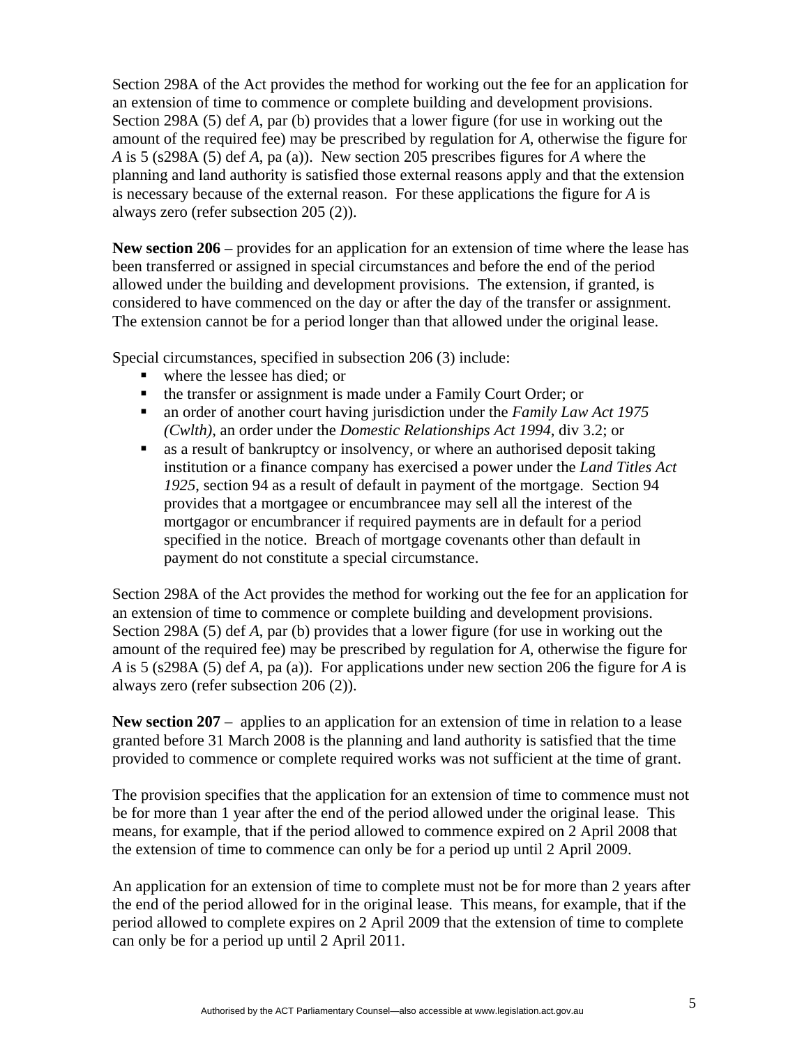Section 298A of the Act provides the method for working out the fee for an application for an extension of time to commence or complete building and development provisions. Section 298A (5) def *A*, par (b) provides that a lower figure (for use in working out the amount of the required fee) may be prescribed by regulation for *A*, otherwise the figure for *A* is 5 (s298A (5) def *A*, pa (a)). New section 205 prescribes figures for *A* where the planning and land authority is satisfied those external reasons apply and that the extension is necessary because of the external reason. For these applications the figure for *A* is always zero (refer subsection 205 (2)).

**New section 206** – provides for an application for an extension of time where the lease has been transferred or assigned in special circumstances and before the end of the period allowed under the building and development provisions. The extension, if granted, is considered to have commenced on the day or after the day of the transfer or assignment. The extension cannot be for a period longer than that allowed under the original lease.

Special circumstances, specified in subsection 206 (3) include:

- where the lessee has died; or
- the transfer or assignment is made under a Family Court Order; or
- an order of another court having jurisdiction under the *Family Law Act 1975 (Cwlth)*, an order under the *Domestic Relationships Act 1994*, div 3.2; or
- as a result of bankruptcy or insolvency, or where an authorised deposit taking institution or a finance company has exercised a power under the *Land Titles Act 1925*, section 94 as a result of default in payment of the mortgage. Section 94 provides that a mortgagee or encumbrancee may sell all the interest of the mortgagor or encumbrancer if required payments are in default for a period specified in the notice. Breach of mortgage covenants other than default in payment do not constitute a special circumstance.

Section 298A of the Act provides the method for working out the fee for an application for an extension of time to commence or complete building and development provisions. Section 298A (5) def *A*, par (b) provides that a lower figure (for use in working out the amount of the required fee) may be prescribed by regulation for *A*, otherwise the figure for *A* is 5 (s298A (5) def *A*, pa (a)). For applications under new section 206 the figure for *A* is always zero (refer subsection 206 (2)).

**New section 207** – applies to an application for an extension of time in relation to a lease granted before 31 March 2008 is the planning and land authority is satisfied that the time provided to commence or complete required works was not sufficient at the time of grant.

The provision specifies that the application for an extension of time to commence must not be for more than 1 year after the end of the period allowed under the original lease. This means, for example, that if the period allowed to commence expired on 2 April 2008 that the extension of time to commence can only be for a period up until 2 April 2009.

An application for an extension of time to complete must not be for more than 2 years after the end of the period allowed for in the original lease. This means, for example, that if the period allowed to complete expires on 2 April 2009 that the extension of time to complete can only be for a period up until 2 April 2011.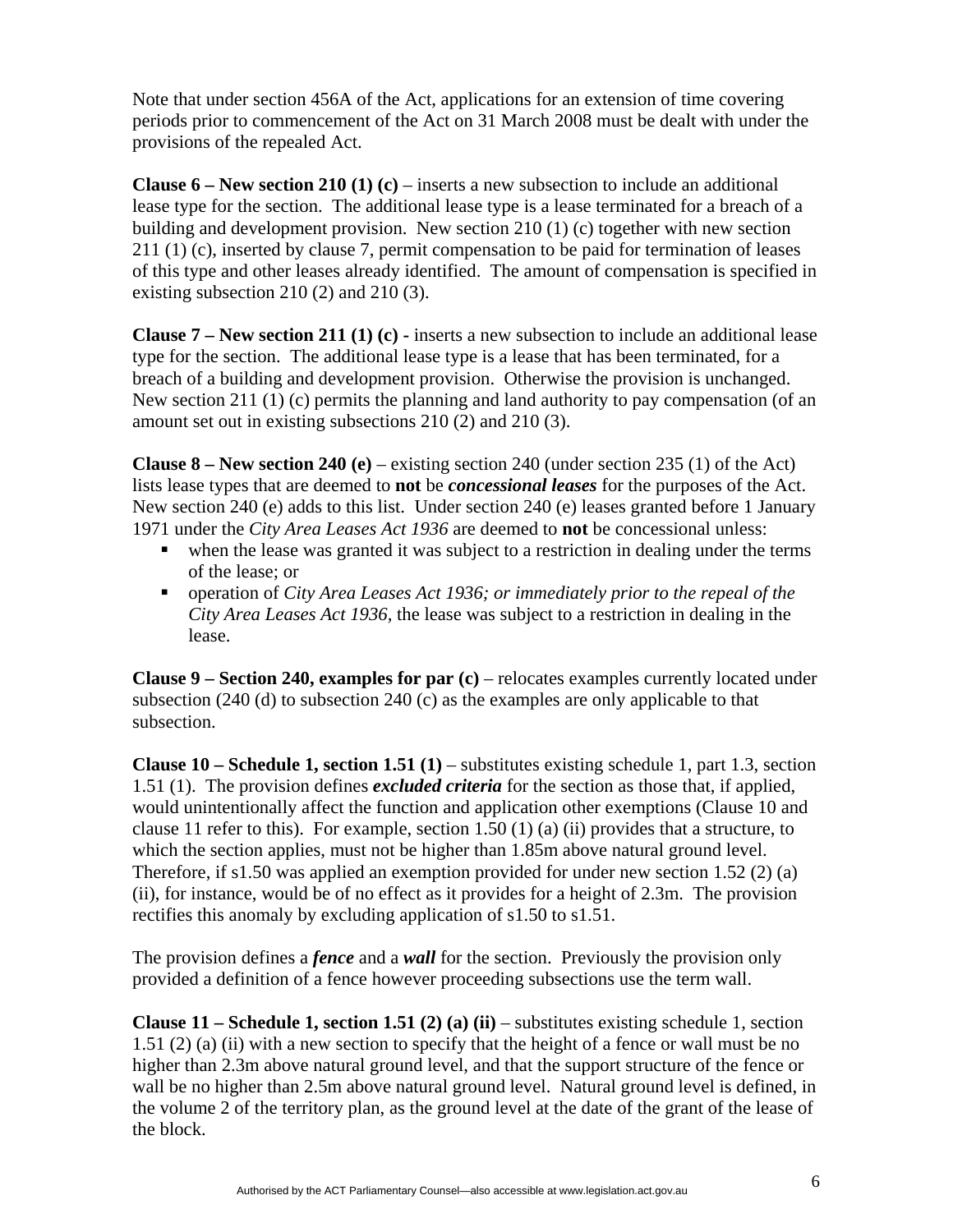Note that under section 456A of the Act, applications for an extension of time covering periods prior to commencement of the Act on 31 March 2008 must be dealt with under the provisions of the repealed Act.

**Clause 6 – New section 210 (1) (c)** – inserts a new subsection to include an additional lease type for the section. The additional lease type is a lease terminated for a breach of a building and development provision. New section 210 (1) (c) together with new section 211 (1) (c), inserted by clause 7, permit compensation to be paid for termination of leases of this type and other leases already identified. The amount of compensation is specified in existing subsection 210 (2) and 210 (3).

**Clause 7 – New section 211 (1) (c) -** inserts a new subsection to include an additional lease type for the section. The additional lease type is a lease that has been terminated, for a breach of a building and development provision. Otherwise the provision is unchanged. New section 211 (1) (c) permits the planning and land authority to pay compensation (of an amount set out in existing subsections 210 (2) and 210 (3).

**Clause 8 – New section 240 (e)** – existing section 240 (under section 235 (1) of the Act) lists lease types that are deemed to **not** be ***concessional leases*** for the purposes of the Act. New section 240 (e) adds to this list. Under section 240 (e) leases granted before 1 January 1971 under the *City Area Leases Act 1936* are deemed to **not** be concessional unless:

- when the lease was granted it was subject to a restriction in dealing under the terms of the lease; or
- operation of *City Area Leases Act 1936; or immediately prior to the repeal of the City Area Leases Act 1936*, the lease was subject to a restriction in dealing in the lease.

**Clause 9 – Section 240, examples for par (c)** – relocates examples currently located under subsection (240 (d) to subsection 240 (c) as the examples are only applicable to that subsection.

**Clause 10 – Schedule 1, section 1.51 (1)** – substitutes existing schedule 1, part 1.3, section 1.51 (1). The provision defines ***excluded criteria*** for the section as those that, if applied, would unintentionally affect the function and application other exemptions (Clause 10 and clause 11 refer to this). For example, section 1.50 (1) (a) (ii) provides that a structure, to which the section applies, must not be higher than 1.85m above natural ground level. Therefore, if s1.50 was applied an exemption provided for under new section 1.52 (2) (a) (ii), for instance, would be of no effect as it provides for a height of 2.3m. The provision rectifies this anomaly by excluding application of s1.50 to s1.51.

The provision defines a ***fence*** and a ***wall*** for the section. Previously the provision only provided a definition of a fence however proceeding subsections use the term wall.

**Clause 11 – Schedule 1, section 1.51 (2) (a) (ii)** – substitutes existing schedule 1, section 1.51 (2) (a) (ii) with a new section to specify that the height of a fence or wall must be no higher than 2.3m above natural ground level, and that the support structure of the fence or wall be no higher than 2.5m above natural ground level. Natural ground level is defined, in the volume 2 of the territory plan, as the ground level at the date of the grant of the lease of the block.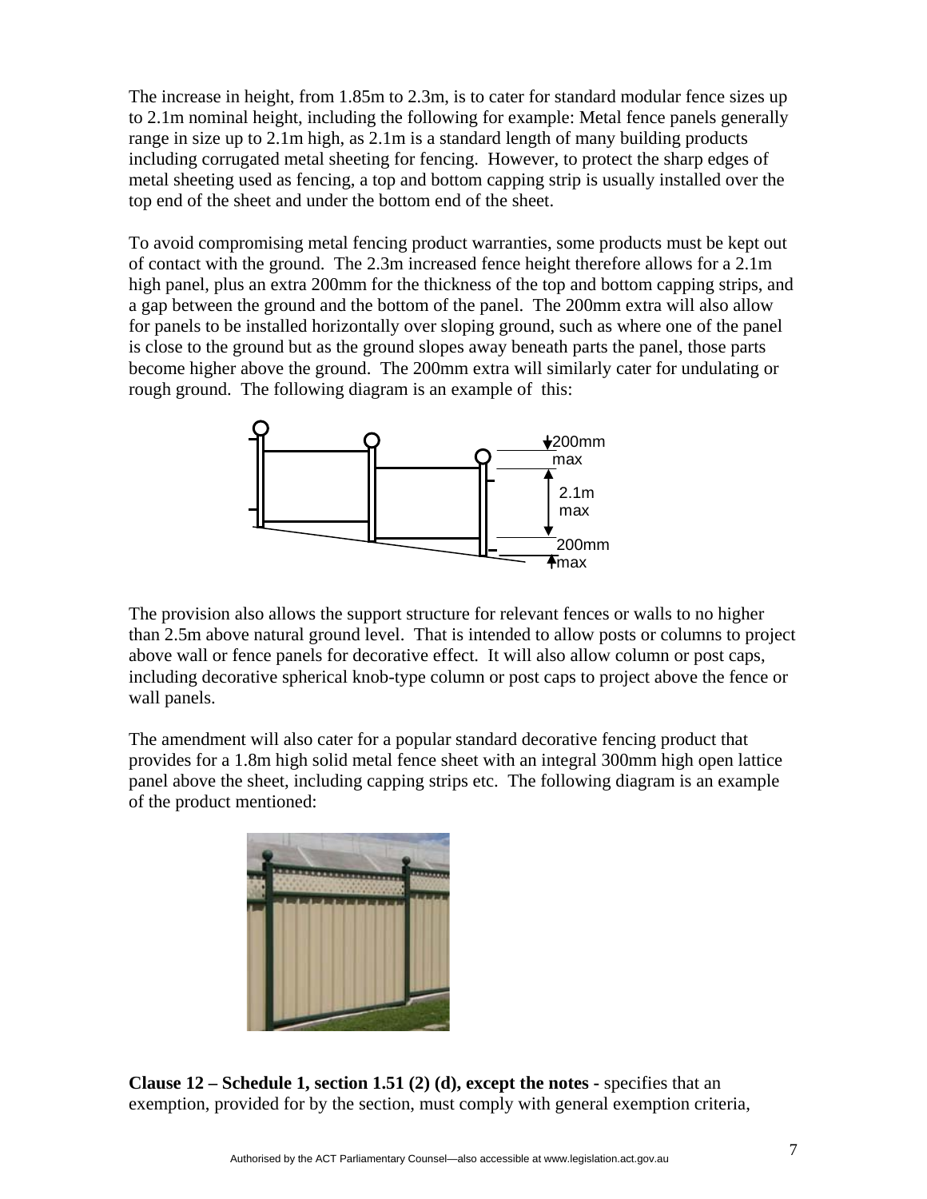The increase in height, from 1.85m to 2.3m, is to cater for standard modular fence sizes up to 2.1m nominal height, including the following for example: Metal fence panels generally range in size up to 2.1m high, as 2.1m is a standard length of many building products including corrugated metal sheeting for fencing. However, to protect the sharp edges of metal sheeting used as fencing, a top and bottom capping strip is usually installed over the top end of the sheet and under the bottom end of the sheet.

To avoid compromising metal fencing product warranties, some products must be kept out of contact with the ground. The 2.3m increased fence height therefore allows for a 2.1m high panel, plus an extra 200mm for the thickness of the top and bottom capping strips, and a gap between the ground and the bottom of the panel. The 200mm extra will also allow for panels to be installed horizontally over sloping ground, such as where one of the panel is close to the ground but as the ground slopes away beneath parts the panel, those parts become higher above the ground. The 200mm extra will similarly cater for undulating or rough ground. The following diagram is an example of this:

200mm max

2.1m max

200mm max

The provision also allows the support structure for relevant fences or walls to no higher than 2.5m above natural ground level. That is intended to allow posts or columns to project above wall or fence panels for decorative effect. It will also allow column or post caps, including decorative spherical knob-type column or post caps to project above the fence or wall panels.

The amendment will also cater for a popular standard decorative fencing product that provides for a 1.8m high solid metal fence sheet with an integral 300mm high open lattice panel above the sheet, including capping strips etc. The following diagram is an example of the product mentioned:

**Clause 12 – Schedule 1, section 1.51 (2) (d), except the notes** - specifies that an exemption, provided for by the section, must comply with general exemption criteria,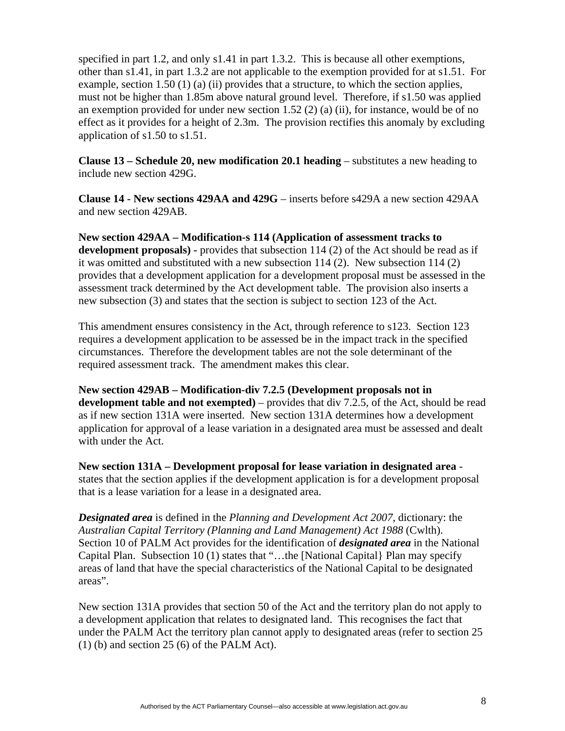specified in part 1.2, and only s1.41 in part 1.3.2. This is because all other exemptions, other than s1.41, in part 1.3.2 are not applicable to the exemption provided for at s1.51. For example, section 1.50 (1) (a) (ii) provides that a structure, to which the section applies, must not be higher than 1.85m above natural ground level. Therefore, if s1.50 was applied an exemption provided for under new section 1.52 (2) (a) (ii), for instance, would be of no effect as it provides for a height of 2.3m. The provision rectifies this anomaly by excluding application of s1.50 to s1.51.

**Clause 13 – Schedule 20, new modification 20.1 heading** – substitutes a new heading to include new section 429G.

**Clause 14 - New sections 429AA and 429G** – inserts before s429A a new section 429AA and new section 429AB.

**New section 429AA – Modification-s 114 (Application of assessment tracks to development proposals) -** provides that subsection 114 (2) of the Act should be read as if it was omitted and substituted with a new subsection 114 (2). New subsection 114 (2) provides that a development application for a development proposal must be assessed in the assessment track determined by the Act development table. The provision also inserts a new subsection (3) and states that the section is subject to section 123 of the Act.

This amendment ensures consistency in the Act, through reference to s123. Section 123 requires a development application to be assessed be in the impact track in the specified circumstances. Therefore the development tables are not the sole determinant of the required assessment track. The amendment makes this clear.

**New section 429AB – Modification-div 7.2.5 (Development proposals not in development table and not exempted)** – provides that div 7.2.5, of the Act, should be read as if new section 131A were inserted. New section 131A determines how a development application for approval of a lease variation in a designated area must be assessed and dealt with under the Act.

**New section 131A – Development proposal for lease variation in designated area** - states that the section applies if the development application is for a development proposal that is a lease variation for a lease in a designated area.

***Designated area*** is defined in the *Planning and Development Act 2007*, dictionary: the *Australian Capital Territory (Planning and Land Management) Act 1988* (Cwlth). Section 10 of PALM Act provides for the identification of ***designated area*** in the National Capital Plan. Subsection 10 (1) states that "…the [National Capital} Plan may specify areas of land that have the special characteristics of the National Capital to be designated areas".

New section 131A provides that section 50 of the Act and the territory plan do not apply to a development application that relates to designated land. This recognises the fact that under the PALM Act the territory plan cannot apply to designated areas (refer to section 25 (1) (b) and section 25 (6) of the PALM Act).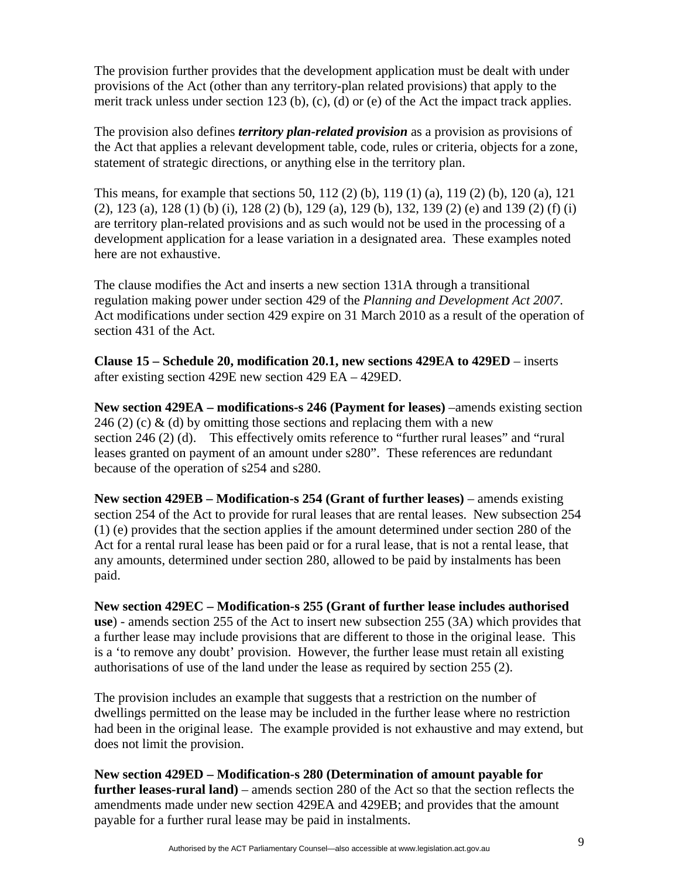The provision further provides that the development application must be dealt with under provisions of the Act (other than any territory-plan related provisions) that apply to the merit track unless under section 123 (b), (c), (d) or (e) of the Act the impact track applies.

The provision also defines ***territory plan-related provision*** as a provision as provisions of the Act that applies a relevant development table, code, rules or criteria, objects for a zone, statement of strategic directions, or anything else in the territory plan.

This means, for example that sections 50, 112 (2) (b), 119 (1) (a), 119 (2) (b), 120 (a), 121 (2), 123 (a), 128 (1) (b) (i), 128 (2) (b), 129 (a), 129 (b), 132, 139 (2) (e) and 139 (2) (f) (i) are territory plan-related provisions and as such would not be used in the processing of a development application for a lease variation in a designated area. These examples noted here are not exhaustive.

The clause modifies the Act and inserts a new section 131A through a transitional regulation making power under section 429 of the *Planning and Development Act 2007*. Act modifications under section 429 expire on 31 March 2010 as a result of the operation of section 431 of the Act.

**Clause 15 – Schedule 20, modification 20.1, new sections 429EA to 429ED** – inserts after existing section 429E new section 429 EA – 429ED.

**New section 429EA – modifications-s 246 (Payment for leases)** –amends existing section 246 (2) (c) & (d) by omitting those sections and replacing them with a new section 246 (2) (d). This effectively omits reference to "further rural leases" and "rural leases granted on payment of an amount under s280". These references are redundant because of the operation of s254 and s280.

**New section 429EB – Modification-s 254 (Grant of further leases)** – amends existing section 254 of the Act to provide for rural leases that are rental leases. New subsection 254 (1) (e) provides that the section applies if the amount determined under section 280 of the Act for a rental rural lease has been paid or for a rural lease, that is not a rental lease, that any amounts, determined under section 280, allowed to be paid by instalments has been paid.

**New section 429EC – Modification-s 255 (Grant of further lease includes authorised use**) - amends section 255 of the Act to insert new subsection 255 (3A) which provides that a further lease may include provisions that are different to those in the original lease. This is a 'to remove any doubt' provision. However, the further lease must retain all existing authorisations of use of the land under the lease as required by section 255 (2).

The provision includes an example that suggests that a restriction on the number of dwellings permitted on the lease may be included in the further lease where no restriction had been in the original lease. The example provided is not exhaustive and may extend, but does not limit the provision.

**New section 429ED – Modification-s 280 (Determination of amount payable for further leases-rural land)** – amends section 280 of the Act so that the section reflects the amendments made under new section 429EA and 429EB; and provides that the amount payable for a further rural lease may be paid in instalments.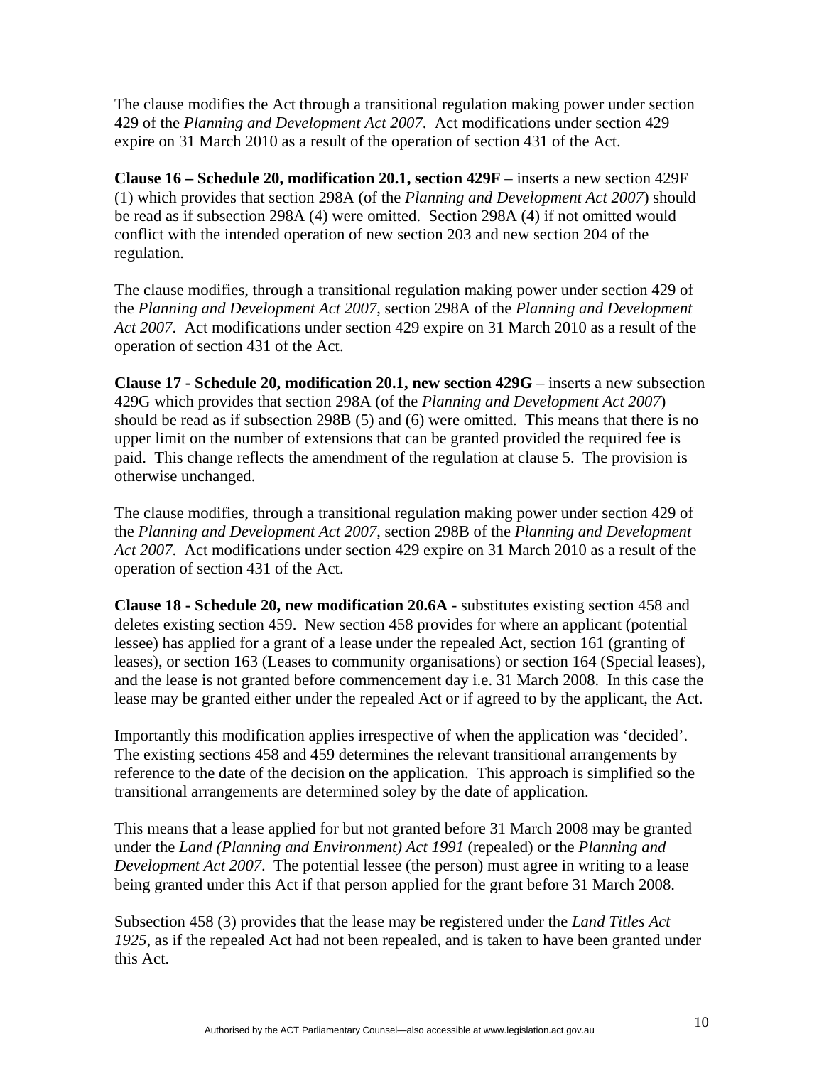The clause modifies the Act through a transitional regulation making power under section 429 of the *Planning and Development Act 2007*. Act modifications under section 429 expire on 31 March 2010 as a result of the operation of section 431 of the Act.

**Clause 16 – Schedule 20, modification 20.1, section 429F** – inserts a new section 429F (1) which provides that section 298A (of the *Planning and Development Act 2007*) should be read as if subsection 298A (4) were omitted. Section 298A (4) if not omitted would conflict with the intended operation of new section 203 and new section 204 of the regulation.

The clause modifies, through a transitional regulation making power under section 429 of the *Planning and Development Act 2007*, section 298A of the *Planning and Development Act 2007*. Act modifications under section 429 expire on 31 March 2010 as a result of the operation of section 431 of the Act.

**Clause 17 - Schedule 20, modification 20.1, new section 429G** – inserts a new subsection 429G which provides that section 298A (of the *Planning and Development Act 2007*) should be read as if subsection 298B (5) and (6) were omitted. This means that there is no upper limit on the number of extensions that can be granted provided the required fee is paid. This change reflects the amendment of the regulation at clause 5. The provision is otherwise unchanged.

The clause modifies, through a transitional regulation making power under section 429 of the *Planning and Development Act 2007*, section 298B of the *Planning and Development Act 2007*. Act modifications under section 429 expire on 31 March 2010 as a result of the operation of section 431 of the Act.

**Clause 18 - Schedule 20, new modification 20.6A** - substitutes existing section 458 and deletes existing section 459. New section 458 provides for where an applicant (potential lessee) has applied for a grant of a lease under the repealed Act, section 161 (granting of leases), or section 163 (Leases to community organisations) or section 164 (Special leases), and the lease is not granted before commencement day i.e. 31 March 2008. In this case the lease may be granted either under the repealed Act or if agreed to by the applicant, the Act.

Importantly this modification applies irrespective of when the application was 'decided'. The existing sections 458 and 459 determines the relevant transitional arrangements by reference to the date of the decision on the application. This approach is simplified so the transitional arrangements are determined soley by the date of application.

This means that a lease applied for but not granted before 31 March 2008 may be granted under the *Land (Planning and Environment) Act 1991* (repealed) or the *Planning and Development Act 2007*. The potential lessee (the person) must agree in writing to a lease being granted under this Act if that person applied for the grant before 31 March 2008.

Subsection 458 (3) provides that the lease may be registered under the *Land Titles Act 1925*, as if the repealed Act had not been repealed, and is taken to have been granted under this Act.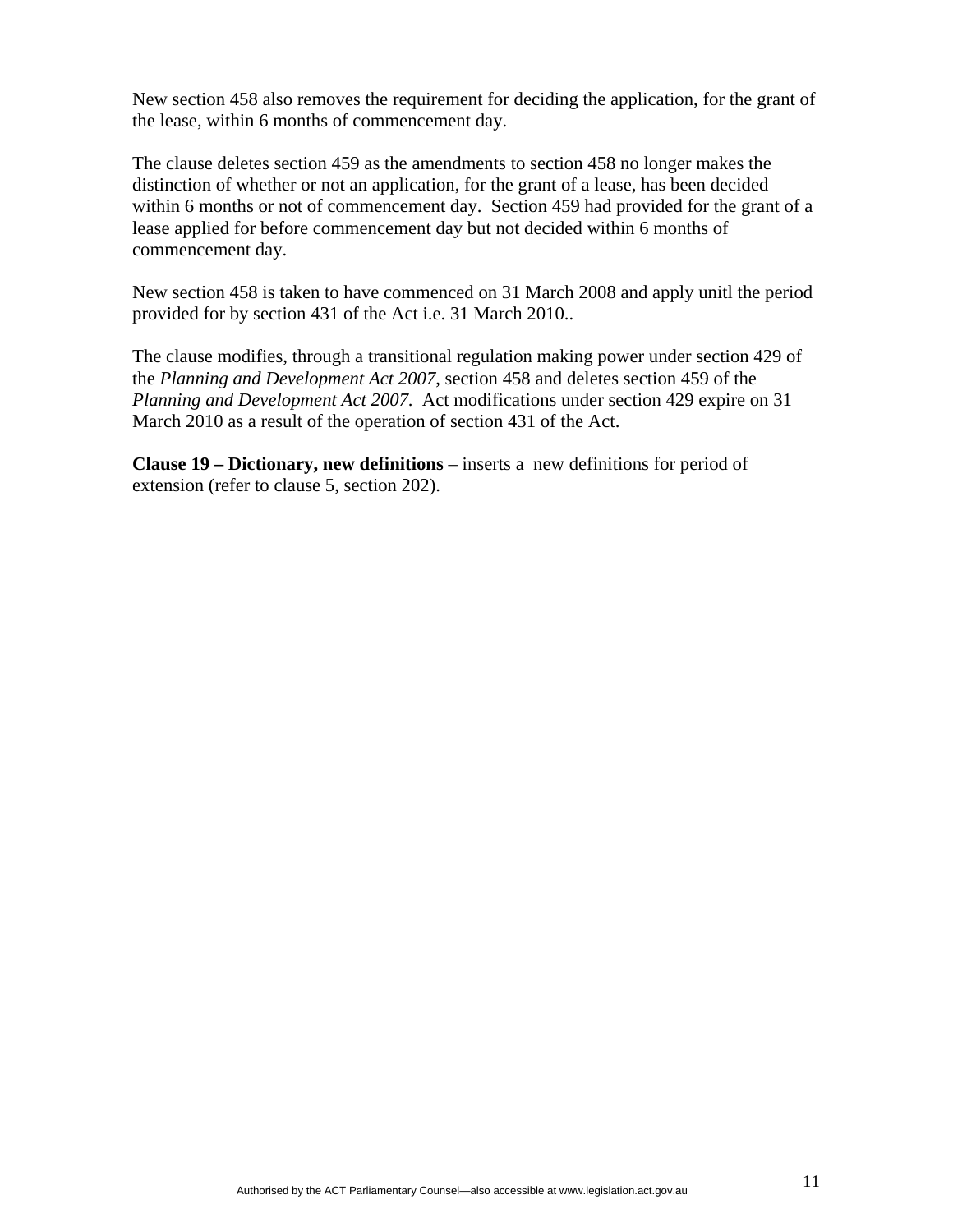New section 458 also removes the requirement for deciding the application, for the grant of the lease, within 6 months of commencement day.

The clause deletes section 459 as the amendments to section 458 no longer makes the distinction of whether or not an application, for the grant of a lease, has been decided within 6 months or not of commencement day. Section 459 had provided for the grant of a lease applied for before commencement day but not decided within 6 months of commencement day.

New section 458 is taken to have commenced on 31 March 2008 and apply unitl the period provided for by section 431 of the Act i.e. 31 March 2010..

The clause modifies, through a transitional regulation making power under section 429 of the *Planning and Development Act 2007*, section 458 and deletes section 459 of the *Planning and Development Act 2007*. Act modifications under section 429 expire on 31 March 2010 as a result of the operation of section 431 of the Act.

**Clause 19 – Dictionary, new definitions** – inserts a new definitions for period of extension (refer to clause 5, section 202).